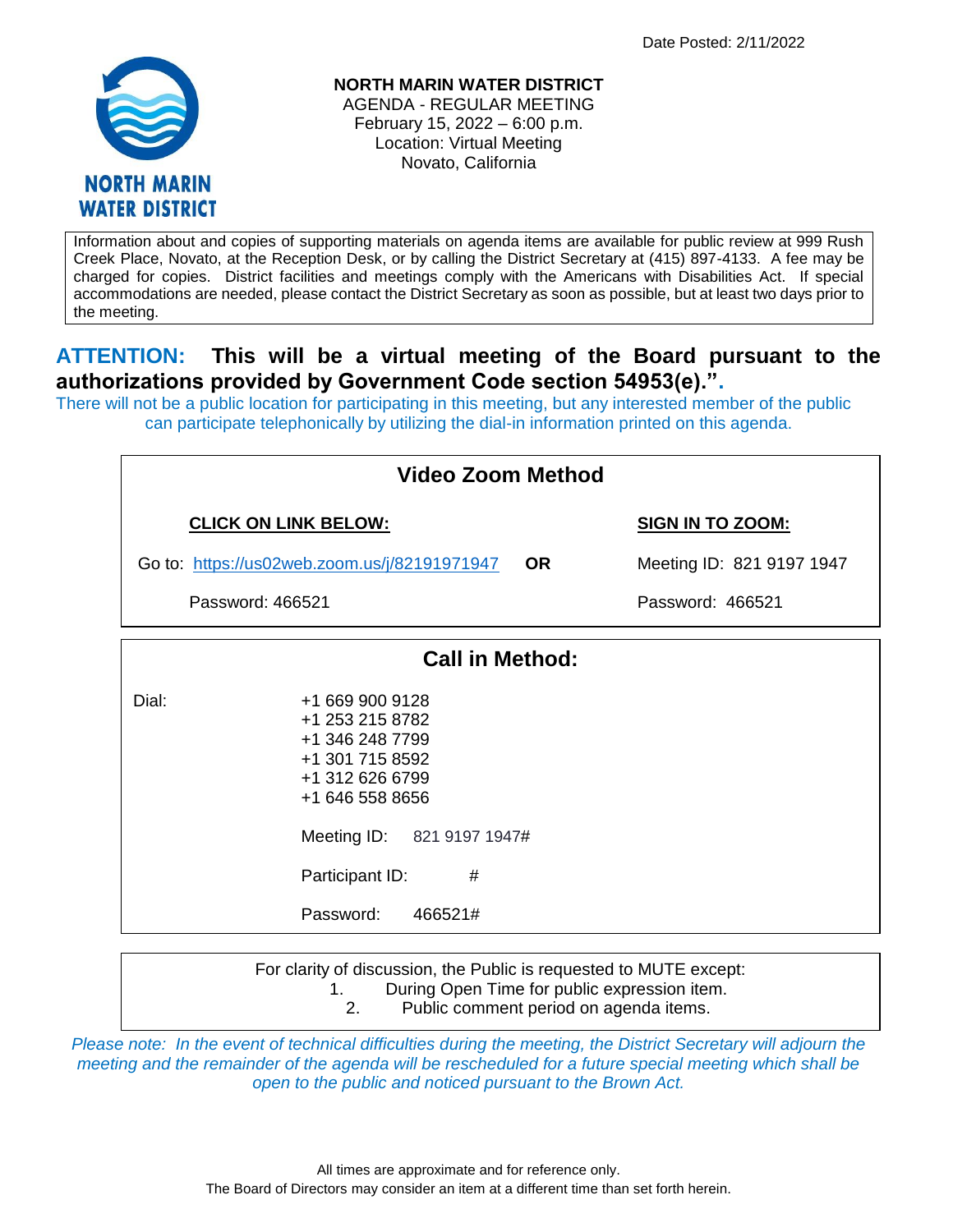Date Posted: 2/11/2022

**NORTH MARIN WATER DISTRICT**
AGENDA - REGULAR MEETING
February 15, 2022 – 6:00 p.m.
Location: Virtual Meeting
Novato, California

NORTH MARIN WATER DISTRICT

Information about and copies of supporting materials on agenda items are available for public review at 999 Rush Creek Place, Novato, at the Reception Desk, or by calling the District Secretary at (415) 897-4133. A fee may be charged for copies. District facilities and meetings comply with the Americans with Disabilities Act. If special accommodations are needed, please contact the District Secretary as soon as possible, but at least two days prior to the meeting.

**ATTENTION: This will be a virtual meeting of the Board pursuant to the authorizations provided by Government Code section 54953(e).".**

There will not be a public location for participating in this meeting, but any interested member of the public can participate telephonically by utilizing the dial-in information printed on this agenda.

## Video Zoom Method

| **CLICK ON LINK BELOW:** | | **SIGN IN TO ZOOM:** |
|---|---|---|
| Go to: https://us02web.zoom.us/j/82191971947 | **OR** | Meeting ID: 821 9197 1947 |
| Password: 466521 | | Password: 466521 |

## Call in Method:

Dial:
+1 669 900 9128
+1 253 215 8782
+1 346 248 7799
+1 301 715 8592
+1 312 626 6799
+1 646 558 8656

Meeting ID: 821 9197 1947#

Participant ID: #

Password: 466521#

For clarity of discussion, the Public is requested to MUTE except:

1. During Open Time for public expression item.
2. Public comment period on agenda items.

*Please note: In the event of technical difficulties during the meeting, the District Secretary will adjourn the meeting and the remainder of the agenda will be rescheduled for a future special meeting which shall be open to the public and noticed pursuant to the Brown Act.*

All times are approximate and for reference only.
The Board of Directors may consider an item at a different time than set forth herein.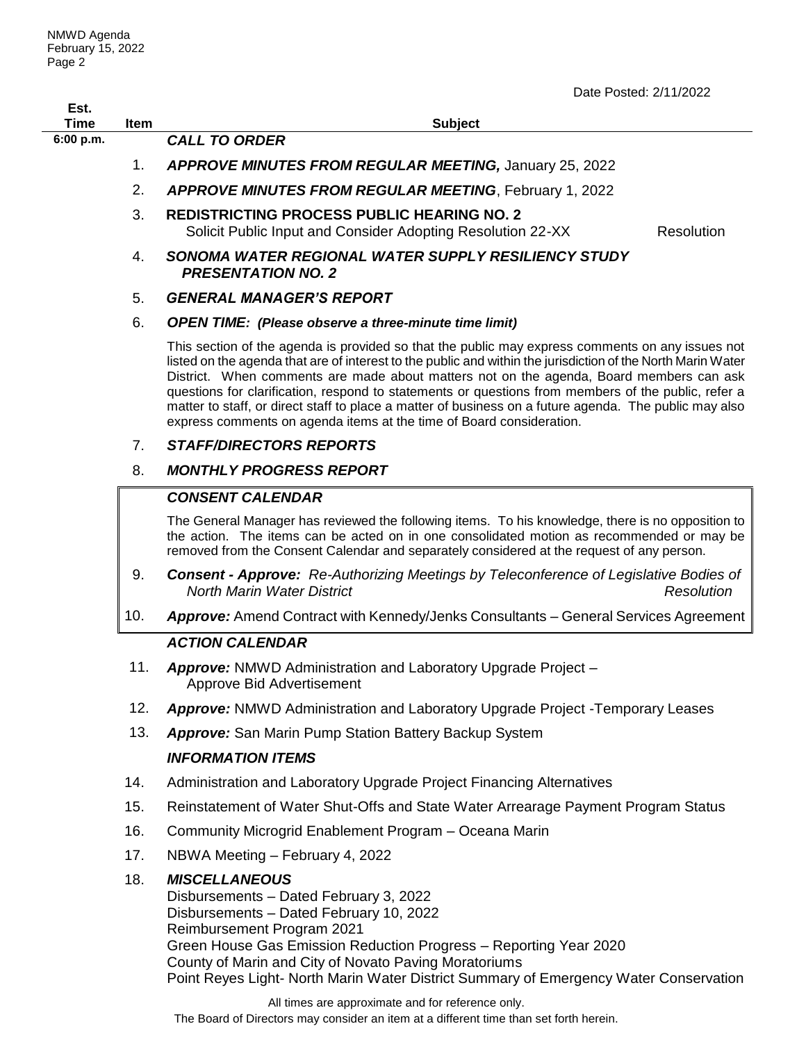Date Posted: 2/11/2022

| Est. Time | Item | Subject | |
|---|---|---|---|
| 6:00 p.m. | | ***CALL TO ORDER*** | |
| | 1. | ***APPROVE MINUTES FROM REGULAR MEETING,*** January 25, 2022 | |
| | 2. | ***APPROVE MINUTES FROM REGULAR MEETING***, February 1, 2022 | |
| | 3. | **REDISTRICTING PROCESS PUBLIC HEARING NO. 2** Solicit Public Input and Consider Adopting Resolution 22-XX | Resolution |
| | 4. | ***SONOMA WATER REGIONAL WATER SUPPLY RESILIENCY STUDY PRESENTATION NO. 2*** | |
| | 5. | ***GENERAL MANAGER'S REPORT*** | |
| | 6. | ***OPEN TIME: (Please observe a three-minute time limit)*** | |

This section of the agenda is provided so that the public may express comments on any issues not listed on the agenda that are of interest to the public and within the jurisdiction of the North Marin Water District. When comments are made about matters not on the agenda, Board members can ask questions for clarification, respond to statements or questions from members of the public, refer a matter to staff, or direct staff to place a matter of business on a future agenda. The public may also express comments on agenda items at the time of Board consideration.

7. ***STAFF/DIRECTORS REPORTS***

8. ***MONTHLY PROGRESS REPORT***

***CONSENT CALENDAR***

The General Manager has reviewed the following items. To his knowledge, there is no opposition to the action. The items can be acted on in one consolidated motion as recommended or may be removed from the Consent Calendar and separately considered at the request of any person.

9. ***Consent - Approve:*** *Re-Authorizing Meetings by Teleconference of Legislative Bodies of North Marin Water District* — *Resolution*

10. ***Approve:*** Amend Contract with Kennedy/Jenks Consultants – General Services Agreement

***ACTION CALENDAR***

11. ***Approve:*** NMWD Administration and Laboratory Upgrade Project – Approve Bid Advertisement

12. ***Approve:*** NMWD Administration and Laboratory Upgrade Project -Temporary Leases

13. ***Approve:*** San Marin Pump Station Battery Backup System

***INFORMATION ITEMS***

14. Administration and Laboratory Upgrade Project Financing Alternatives

15. Reinstatement of Water Shut-Offs and State Water Arrearage Payment Program Status

16. Community Microgrid Enablement Program – Oceana Marin

17. NBWA Meeting – February 4, 2022

18. ***MISCELLANEOUS***
    Disbursements – Dated February 3, 2022
    Disbursements – Dated February 10, 2022
    Reimbursement Program 2021
    Green House Gas Emission Reduction Progress – Reporting Year 2020
    County of Marin and City of Novato Paving Moratoriums
    Point Reyes Light- North Marin Water District Summary of Emergency Water Conservation

All times are approximate and for reference only.
The Board of Directors may consider an item at a different time than set forth herein.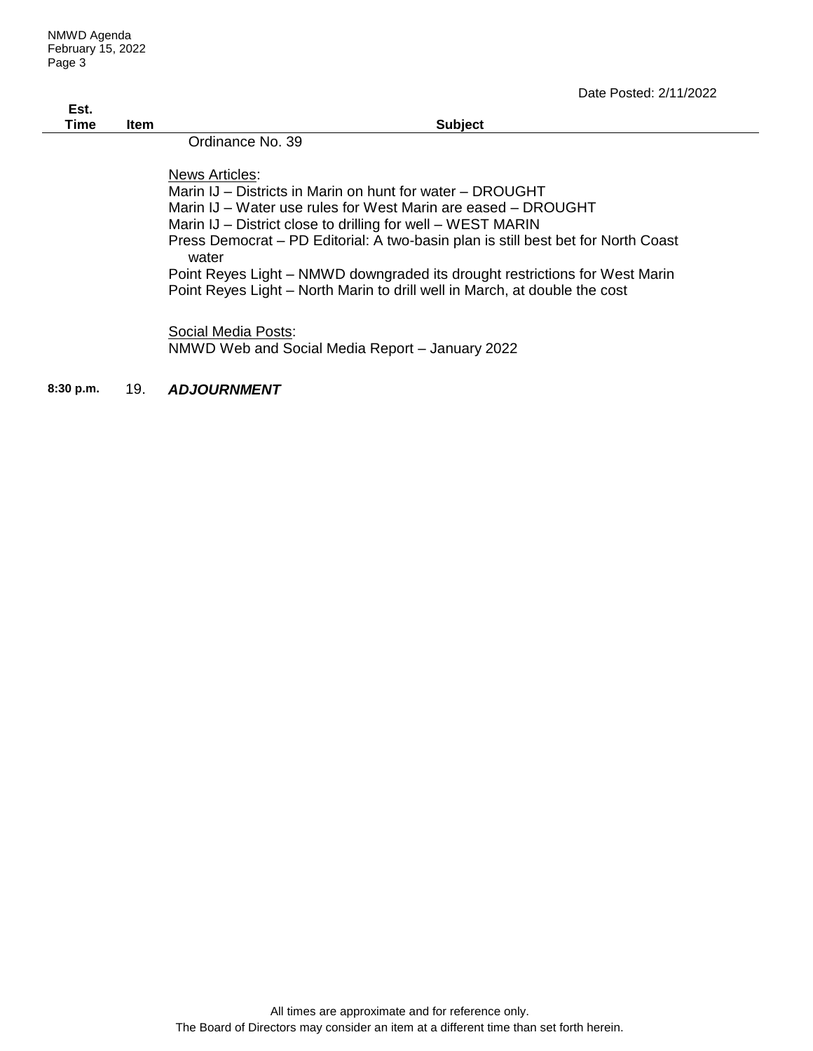Date Posted: 2/11/2022

| Est. Time | Item | Subject |
| --- | --- | --- |
| | | Ordinance No. 39 |

News Articles:

Marin IJ – Districts in Marin on hunt for water – DROUGHT
Marin IJ – Water use rules for West Marin are eased – DROUGHT
Marin IJ – District close to drilling for well – WEST MARIN
Press Democrat – PD Editorial: A two-basin plan is still best bet for North Coast water
Point Reyes Light – NMWD downgraded its drought restrictions for West Marin
Point Reyes Light – North Marin to drill well in March, at double the cost

Social Media Posts:

NMWD Web and Social Media Report – January 2022

**8:30 p.m.** 19. ***ADJOURNMENT***

All times are approximate and for reference only.
The Board of Directors may consider an item at a different time than set forth herein.